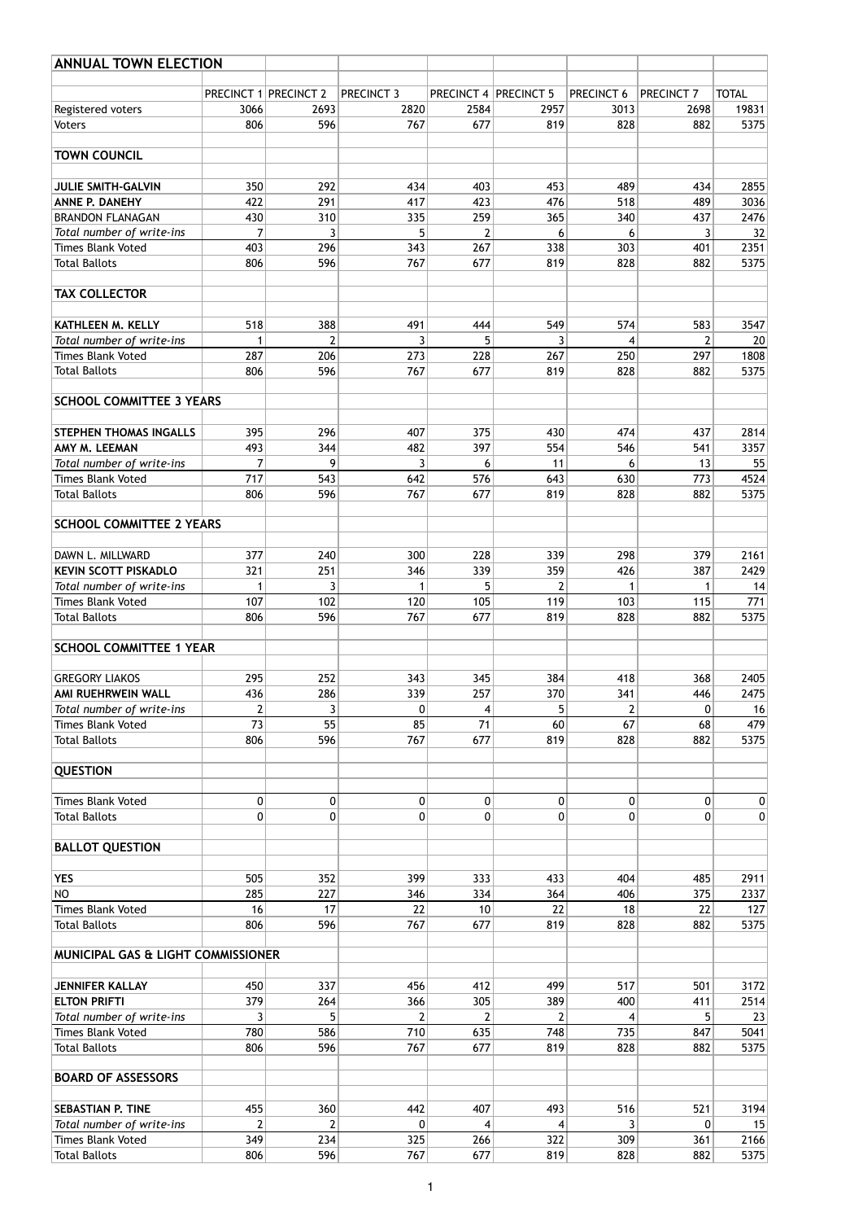## ANNUAL TOWN ELECTION

| | PRECINCT 1 | PRECINCT 2 | PRECINCT 3 | PRECINCT 4 | PRECINCT 5 | PRECINCT 6 | PRECINCT 7 | TOTAL |
|---|---|---|---|---|---|---|---|---|
| Registered voters | 3066 | 2693 | 2820 | 2584 | 2957 | 3013 | 2698 | 19831 |
| Voters | 806 | 596 | 767 | 677 | 819 | 828 | 882 | 5375 |
| **TOWN COUNCIL** | | | | | | | | |
| **JULIE SMITH-GALVIN** | 350 | 292 | 434 | 403 | 453 | 489 | 434 | 2855 |
| **ANNE P. DANEHY** | 422 | 291 | 417 | 423 | 476 | 518 | 489 | 3036 |
| BRANDON FLANAGAN | 430 | 310 | 335 | 259 | 365 | 340 | 437 | 2476 |
| *Total number of write-ins* | 7 | 3 | 5 | 2 | 6 | 6 | 3 | 32 |
| Times Blank Voted | 403 | 296 | 343 | 267 | 338 | 303 | 401 | 2351 |
| Total Ballots | 806 | 596 | 767 | 677 | 819 | 828 | 882 | 5375 |
| **TAX COLLECTOR** | | | | | | | | |
| **KATHLEEN M. KELLY** | 518 | 388 | 491 | 444 | 549 | 574 | 583 | 3547 |
| *Total number of write-ins* | 1 | 2 | 3 | 5 | 3 | 4 | 2 | 20 |
| Times Blank Voted | 287 | 206 | 273 | 228 | 267 | 250 | 297 | 1808 |
| Total Ballots | 806 | 596 | 767 | 677 | 819 | 828 | 882 | 5375 |
| **SCHOOL COMMITTEE 3 YEARS** | | | | | | | | |
| **STEPHEN THOMAS INGALLS** | 395 | 296 | 407 | 375 | 430 | 474 | 437 | 2814 |
| **AMY M. LEEMAN** | 493 | 344 | 482 | 397 | 554 | 546 | 541 | 3357 |
| *Total number of write-ins* | 7 | 9 | 3 | 6 | 11 | 6 | 13 | 55 |
| Times Blank Voted | 717 | 543 | 642 | 576 | 643 | 630 | 773 | 4524 |
| Total Ballots | 806 | 596 | 767 | 677 | 819 | 828 | 882 | 5375 |
| **SCHOOL COMMITTEE 2 YEARS** | | | | | | | | |
| DAWN L. MILLWARD | 377 | 240 | 300 | 228 | 339 | 298 | 379 | 2161 |
| **KEVIN SCOTT PISKADLO** | 321 | 251 | 346 | 339 | 359 | 426 | 387 | 2429 |
| *Total number of write-ins* | 1 | 3 | 1 | 5 | 2 | 1 | 1 | 14 |
| Times Blank Voted | 107 | 102 | 120 | 105 | 119 | 103 | 115 | 771 |
| Total Ballots | 806 | 596 | 767 | 677 | 819 | 828 | 882 | 5375 |
| **SCHOOL COMMITTEE 1 YEAR** | | | | | | | | |
| GREGORY LIAKOS | 295 | 252 | 343 | 345 | 384 | 418 | 368 | 2405 |
| **AMI RUEHRWEIN WALL** | 436 | 286 | 339 | 257 | 370 | 341 | 446 | 2475 |
| *Total number of write-ins* | 2 | 3 | 0 | 4 | 5 | 2 | 0 | 16 |
| Times Blank Voted | 73 | 55 | 85 | 71 | 60 | 67 | 68 | 479 |
| Total Ballots | 806 | 596 | 767 | 677 | 819 | 828 | 882 | 5375 |
| **QUESTION** | | | | | | | | |
| Times Blank Voted | 0 | 0 | 0 | 0 | 0 | 0 | 0 | 0 |
| Total Ballots | 0 | 0 | 0 | 0 | 0 | 0 | 0 | 0 |
| **BALLOT QUESTION** | | | | | | | | |
| **YES** | 505 | 352 | 399 | 333 | 433 | 404 | 485 | 2911 |
| NO | 285 | 227 | 346 | 334 | 364 | 406 | 375 | 2337 |
| Times Blank Voted | 16 | 17 | 22 | 10 | 22 | 18 | 22 | 127 |
| Total Ballots | 806 | 596 | 767 | 677 | 819 | 828 | 882 | 5375 |
| **MUNICIPAL GAS & LIGHT COMMISSIONER** | | | | | | | | |
| **JENNIFER KALLAY** | 450 | 337 | 456 | 412 | 499 | 517 | 501 | 3172 |
| **ELTON PRIFTI** | 379 | 264 | 366 | 305 | 389 | 400 | 411 | 2514 |
| *Total number of write-ins* | 3 | 5 | 2 | 2 | 2 | 4 | 5 | 23 |
| Times Blank Voted | 780 | 586 | 710 | 635 | 748 | 735 | 847 | 5041 |
| Total Ballots | 806 | 596 | 767 | 677 | 819 | 828 | 882 | 5375 |
| **BOARD OF ASSESSORS** | | | | | | | | |
| **SEBASTIAN P. TINE** | 455 | 360 | 442 | 407 | 493 | 516 | 521 | 3194 |
| *Total number of write-ins* | 2 | 2 | 0 | 4 | 4 | 3 | 0 | 15 |
| Times Blank Voted | 349 | 234 | 325 | 266 | 322 | 309 | 361 | 2166 |
| Total Ballots | 806 | 596 | 767 | 677 | 819 | 828 | 882 | 5375 |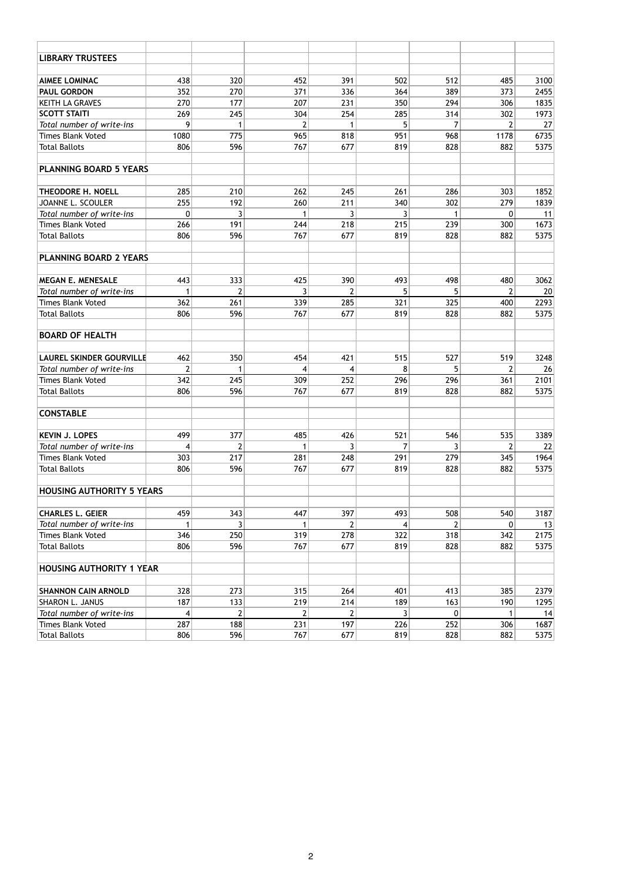| | | | | | | | | |
|---|---|---|---|---|---|---|---|---|
| **LIBRARY TRUSTEES** | | | | | | | | |
| | | | | | | | | |
| **AIMEE LOMINAC** | 438 | 320 | 452 | 391 | 502 | 512 | 485 | 3100 |
| **PAUL GORDON** | 352 | 270 | 371 | 336 | 364 | 389 | 373 | 2455 |
| KEITH LA GRAVES | 270 | 177 | 207 | 231 | 350 | 294 | 306 | 1835 |
| **SCOTT STAITI** | 269 | 245 | 304 | 254 | 285 | 314 | 302 | 1973 |
| *Total number of write-ins* | 9 | 1 | 2 | 1 | 5 | 7 | 2 | 27 |
| Times Blank Voted | 1080 | 775 | 965 | 818 | 951 | 968 | 1178 | 6735 |
| Total Ballots | 806 | 596 | 767 | 677 | 819 | 828 | 882 | 5375 |
| | | | | | | | | |
| **PLANNING BOARD 5 YEARS** | | | | | | | | |
| | | | | | | | | |
| **THEODORE H. NOELL** | 285 | 210 | 262 | 245 | 261 | 286 | 303 | 1852 |
| JOANNE L. SCOULER | 255 | 192 | 260 | 211 | 340 | 302 | 279 | 1839 |
| *Total number of write-ins* | 0 | 3 | 1 | 3 | 3 | 1 | 0 | 11 |
| Times Blank Voted | 266 | 191 | 244 | 218 | 215 | 239 | 300 | 1673 |
| Total Ballots | 806 | 596 | 767 | 677 | 819 | 828 | 882 | 5375 |
| | | | | | | | | |
| **PLANNING BOARD 2 YEARS** | | | | | | | | |
| | | | | | | | | |
| **MEGAN E. MENESALE** | 443 | 333 | 425 | 390 | 493 | 498 | 480 | 3062 |
| *Total number of write-ins* | 1 | 2 | 3 | 2 | 5 | 5 | 2 | 20 |
| Times Blank Voted | 362 | 261 | 339 | 285 | 321 | 325 | 400 | 2293 |
| Total Ballots | 806 | 596 | 767 | 677 | 819 | 828 | 882 | 5375 |
| | | | | | | | | |
| **BOARD OF HEALTH** | | | | | | | | |
| | | | | | | | | |
| **LAUREL SKINDER GOURVILLE** | 462 | 350 | 454 | 421 | 515 | 527 | 519 | 3248 |
| *Total number of write-ins* | 2 | 1 | 4 | 4 | 8 | 5 | 2 | 26 |
| Times Blank Voted | 342 | 245 | 309 | 252 | 296 | 296 | 361 | 2101 |
| Total Ballots | 806 | 596 | 767 | 677 | 819 | 828 | 882 | 5375 |
| | | | | | | | | |
| **CONSTABLE** | | | | | | | | |
| | | | | | | | | |
| **KEVIN J. LOPES** | 499 | 377 | 485 | 426 | 521 | 546 | 535 | 3389 |
| *Total number of write-ins* | 4 | 2 | 1 | 3 | 7 | 3 | 2 | 22 |
| Times Blank Voted | 303 | 217 | 281 | 248 | 291 | 279 | 345 | 1964 |
| Total Ballots | 806 | 596 | 767 | 677 | 819 | 828 | 882 | 5375 |
| | | | | | | | | |
| **HOUSING AUTHORITY 5 YEARS** | | | | | | | | |
| | | | | | | | | |
| **CHARLES L. GEIER** | 459 | 343 | 447 | 397 | 493 | 508 | 540 | 3187 |
| *Total number of write-ins* | 1 | 3 | 1 | 2 | 4 | 2 | 0 | 13 |
| Times Blank Voted | 346 | 250 | 319 | 278 | 322 | 318 | 342 | 2175 |
| Total Ballots | 806 | 596 | 767 | 677 | 819 | 828 | 882 | 5375 |
| | | | | | | | | |
| **HOUSING AUTHORITY 1 YEAR** | | | | | | | | |
| | | | | | | | | |
| **SHANNON CAIN ARNOLD** | 328 | 273 | 315 | 264 | 401 | 413 | 385 | 2379 |
| SHARON L. JANUS | 187 | 133 | 219 | 214 | 189 | 163 | 190 | 1295 |
| *Total number of write-ins* | 4 | 2 | 2 | 2 | 3 | 0 | 1 | 14 |
| Times Blank Voted | 287 | 188 | 231 | 197 | 226 | 252 | 306 | 1687 |
| Total Ballots | 806 | 596 | 767 | 677 | 819 | 828 | 882 | 5375 |